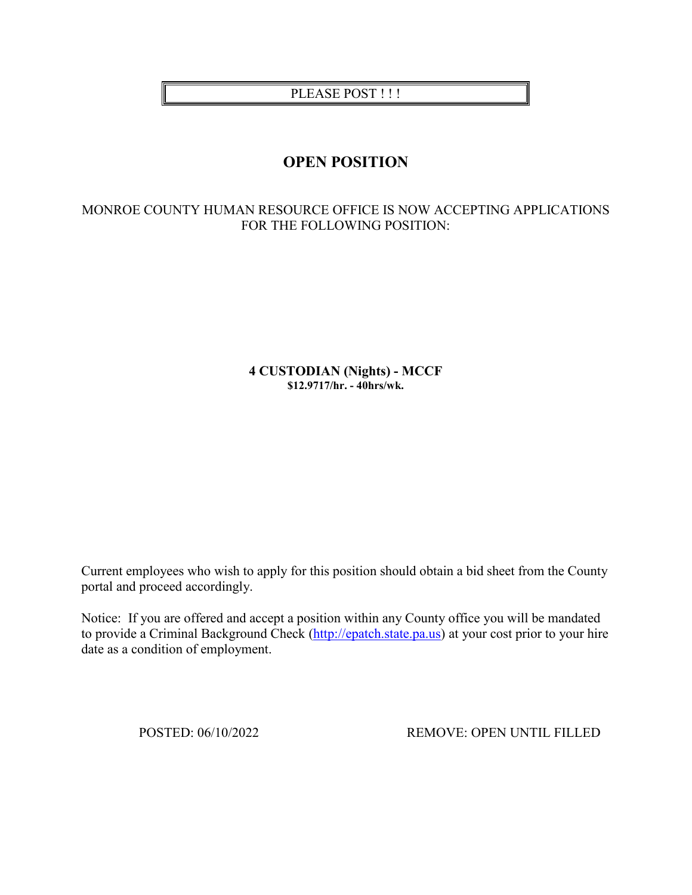PLEASE POST ! ! !

# OPEN POSITION

MONROE COUNTY HUMAN RESOURCE OFFICE IS NOW ACCEPTING APPLICATIONS FOR THE FOLLOWING POSITION:

**4 CUSTODIAN (Nights) - MCCF**
**$12.9717/hr. - 40hrs/wk.**

Current employees who wish to apply for this position should obtain a bid sheet from the County portal and proceed accordingly.

Notice: If you are offered and accept a position within any County office you will be mandated to provide a Criminal Background Check (http://epatch.state.pa.us) at your cost prior to your hire date as a condition of employment.

POSTED: 06/10/2022 REMOVE: OPEN UNTIL FILLED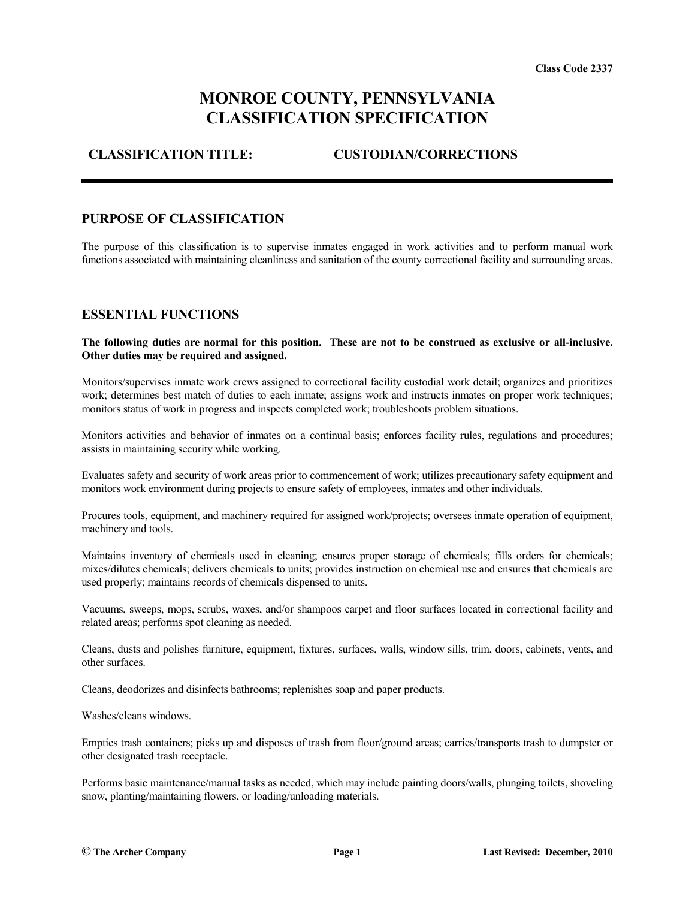Class Code 2337

# MONROE COUNTY, PENNSYLVANIA
# CLASSIFICATION SPECIFICATION

**CLASSIFICATION TITLE: CUSTODIAN/CORRECTIONS**

## PURPOSE OF CLASSIFICATION

The purpose of this classification is to supervise inmates engaged in work activities and to perform manual work functions associated with maintaining cleanliness and sanitation of the county correctional facility and surrounding areas.

## ESSENTIAL FUNCTIONS

**The following duties are normal for this position. These are not to be construed as exclusive or all-inclusive. Other duties may be required and assigned.**

Monitors/supervises inmate work crews assigned to correctional facility custodial work detail; organizes and prioritizes work; determines best match of duties to each inmate; assigns work and instructs inmates on proper work techniques; monitors status of work in progress and inspects completed work; troubleshoots problem situations.

Monitors activities and behavior of inmates on a continual basis; enforces facility rules, regulations and procedures; assists in maintaining security while working.

Evaluates safety and security of work areas prior to commencement of work; utilizes precautionary safety equipment and monitors work environment during projects to ensure safety of employees, inmates and other individuals.

Procures tools, equipment, and machinery required for assigned work/projects; oversees inmate operation of equipment, machinery and tools.

Maintains inventory of chemicals used in cleaning; ensures proper storage of chemicals; fills orders for chemicals; mixes/dilutes chemicals; delivers chemicals to units; provides instruction on chemical use and ensures that chemicals are used properly; maintains records of chemicals dispensed to units.

Vacuums, sweeps, mops, scrubs, waxes, and/or shampoos carpet and floor surfaces located in correctional facility and related areas; performs spot cleaning as needed.

Cleans, dusts and polishes furniture, equipment, fixtures, surfaces, walls, window sills, trim, doors, cabinets, vents, and other surfaces.

Cleans, deodorizes and disinfects bathrooms; replenishes soap and paper products.

Washes/cleans windows.

Empties trash containers; picks up and disposes of trash from floor/ground areas; carries/transports trash to dumpster or other designated trash receptacle.

Performs basic maintenance/manual tasks as needed, which may include painting doors/walls, plunging toilets, shoveling snow, planting/maintaining flowers, or loading/unloading materials.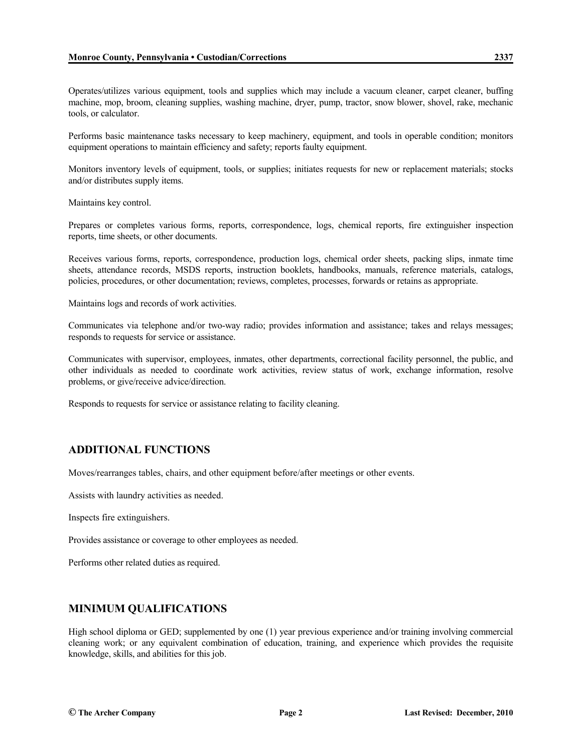Operates/utilizes various equipment, tools and supplies which may include a vacuum cleaner, carpet cleaner, buffing machine, mop, broom, cleaning supplies, washing machine, dryer, pump, tractor, snow blower, shovel, rake, mechanic tools, or calculator.

Performs basic maintenance tasks necessary to keep machinery, equipment, and tools in operable condition; monitors equipment operations to maintain efficiency and safety; reports faulty equipment.

Monitors inventory levels of equipment, tools, or supplies; initiates requests for new or replacement materials; stocks and/or distributes supply items.

Maintains key control.

Prepares or completes various forms, reports, correspondence, logs, chemical reports, fire extinguisher inspection reports, time sheets, or other documents.

Receives various forms, reports, correspondence, production logs, chemical order sheets, packing slips, inmate time sheets, attendance records, MSDS reports, instruction booklets, handbooks, manuals, reference materials, catalogs, policies, procedures, or other documentation; reviews, completes, processes, forwards or retains as appropriate.

Maintains logs and records of work activities.

Communicates via telephone and/or two-way radio; provides information and assistance; takes and relays messages; responds to requests for service or assistance.

Communicates with supervisor, employees, inmates, other departments, correctional facility personnel, the public, and other individuals as needed to coordinate work activities, review status of work, exchange information, resolve problems, or give/receive advice/direction.

Responds to requests for service or assistance relating to facility cleaning.

## ADDITIONAL FUNCTIONS

Moves/rearranges tables, chairs, and other equipment before/after meetings or other events.

Assists with laundry activities as needed.

Inspects fire extinguishers.

Provides assistance or coverage to other employees as needed.

Performs other related duties as required.

## MINIMUM QUALIFICATIONS

High school diploma or GED; supplemented by one (1) year previous experience and/or training involving commercial cleaning work; or any equivalent combination of education, training, and experience which provides the requisite knowledge, skills, and abilities for this job.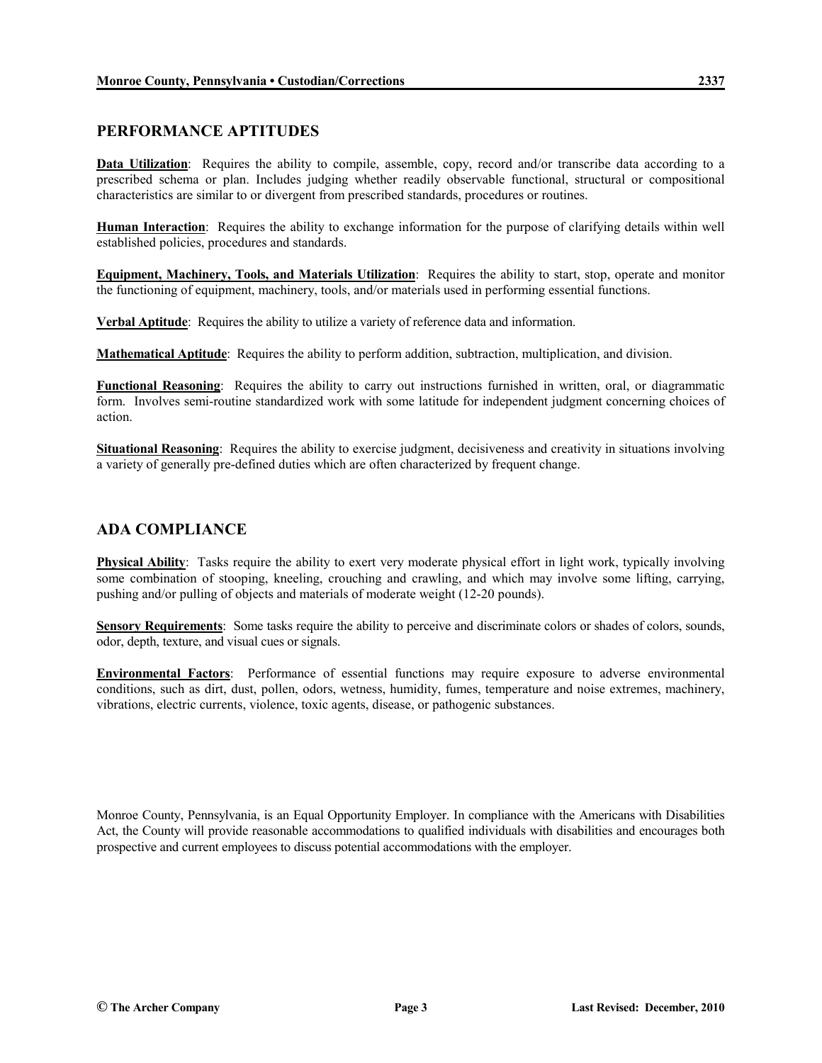## PERFORMANCE APTITUDES

**Data Utilization**: Requires the ability to compile, assemble, copy, record and/or transcribe data according to a prescribed schema or plan. Includes judging whether readily observable functional, structural or compositional characteristics are similar to or divergent from prescribed standards, procedures or routines.

**Human Interaction**: Requires the ability to exchange information for the purpose of clarifying details within well established policies, procedures and standards.

**Equipment, Machinery, Tools, and Materials Utilization**: Requires the ability to start, stop, operate and monitor the functioning of equipment, machinery, tools, and/or materials used in performing essential functions.

**Verbal Aptitude**: Requires the ability to utilize a variety of reference data and information.

**Mathematical Aptitude**: Requires the ability to perform addition, subtraction, multiplication, and division.

**Functional Reasoning**: Requires the ability to carry out instructions furnished in written, oral, or diagrammatic form. Involves semi-routine standardized work with some latitude for independent judgment concerning choices of action.

**Situational Reasoning**: Requires the ability to exercise judgment, decisiveness and creativity in situations involving a variety of generally pre-defined duties which are often characterized by frequent change.

## ADA COMPLIANCE

**Physical Ability**: Tasks require the ability to exert very moderate physical effort in light work, typically involving some combination of stooping, kneeling, crouching and crawling, and which may involve some lifting, carrying, pushing and/or pulling of objects and materials of moderate weight (12-20 pounds).

**Sensory Requirements**: Some tasks require the ability to perceive and discriminate colors or shades of colors, sounds, odor, depth, texture, and visual cues or signals.

**Environmental Factors**: Performance of essential functions may require exposure to adverse environmental conditions, such as dirt, dust, pollen, odors, wetness, humidity, fumes, temperature and noise extremes, machinery, vibrations, electric currents, violence, toxic agents, disease, or pathogenic substances.

Monroe County, Pennsylvania, is an Equal Opportunity Employer. In compliance with the Americans with Disabilities Act, the County will provide reasonable accommodations to qualified individuals with disabilities and encourages both prospective and current employees to discuss potential accommodations with the employer.